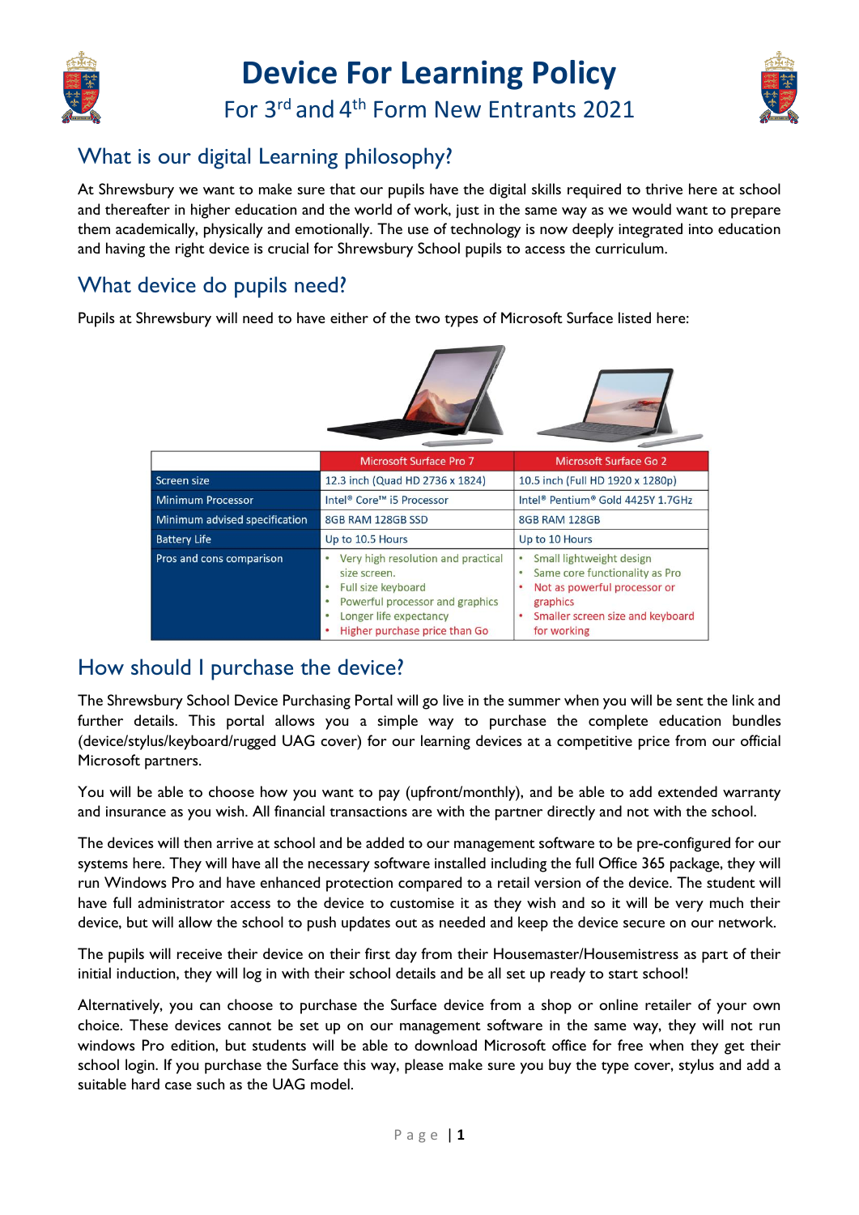# Device For Learning Policy

## For 3rd and 4th Form New Entrants 2021

## What is our digital Learning philosophy?

At Shrewsbury we want to make sure that our pupils have the digital skills required to thrive here at school and thereafter in higher education and the world of work, just in the same way as we would want to prepare them academically, physically and emotionally. The use of technology is now deeply integrated into education and having the right device is crucial for Shrewsbury School pupils to access the curriculum.

## What device do pupils need?

Pupils at Shrewsbury will need to have either of the two types of Microsoft Surface listed here:

| | Microsoft Surface Pro 7 | Microsoft Surface Go 2 |
|---|---|---|
| Screen size | 12.3 inch (Quad HD 2736 x 1824) | 10.5 inch (Full HD 1920 x 1280p) |
| Minimum Processor | Intel® Core™ i5 Processor | Intel® Pentium® Gold 4425Y 1.7GHz |
| Minimum advised specification | 8GB RAM 128GB SSD | 8GB RAM 128GB |
| Battery Life | Up to 10.5 Hours | Up to 10 Hours |
| Pros and cons comparison | • Very high resolution and practical size screen.<br>• Full size keyboard<br>• Powerful processor and graphics<br>• Longer life expectancy<br>• Higher purchase price than Go | • Small lightweight design<br>• Same core functionality as Pro<br>• Not as powerful processor or graphics<br>• Smaller screen size and keyboard for working |

## How should I purchase the device?

The Shrewsbury School Device Purchasing Portal will go live in the summer when you will be sent the link and further details. This portal allows you a simple way to purchase the complete education bundles (device/stylus/keyboard/rugged UAG cover) for our learning devices at a competitive price from our official Microsoft partners.

You will be able to choose how you want to pay (upfront/monthly), and be able to add extended warranty and insurance as you wish. All financial transactions are with the partner directly and not with the school.

The devices will then arrive at school and be added to our management software to be pre-configured for our systems here. They will have all the necessary software installed including the full Office 365 package, they will run Windows Pro and have enhanced protection compared to a retail version of the device. The student will have full administrator access to the device to customise it as they wish and so it will be very much their device, but will allow the school to push updates out as needed and keep the device secure on our network.

The pupils will receive their device on their first day from their Housemaster/Housemistress as part of their initial induction, they will log in with their school details and be all set up ready to start school!

Alternatively, you can choose to purchase the Surface device from a shop or online retailer of your own choice. These devices cannot be set up on our management software in the same way, they will not run windows Pro edition, but students will be able to download Microsoft office for free when they get their school login. If you purchase the Surface this way, please make sure you buy the type cover, stylus and add a suitable hard case such as the UAG model.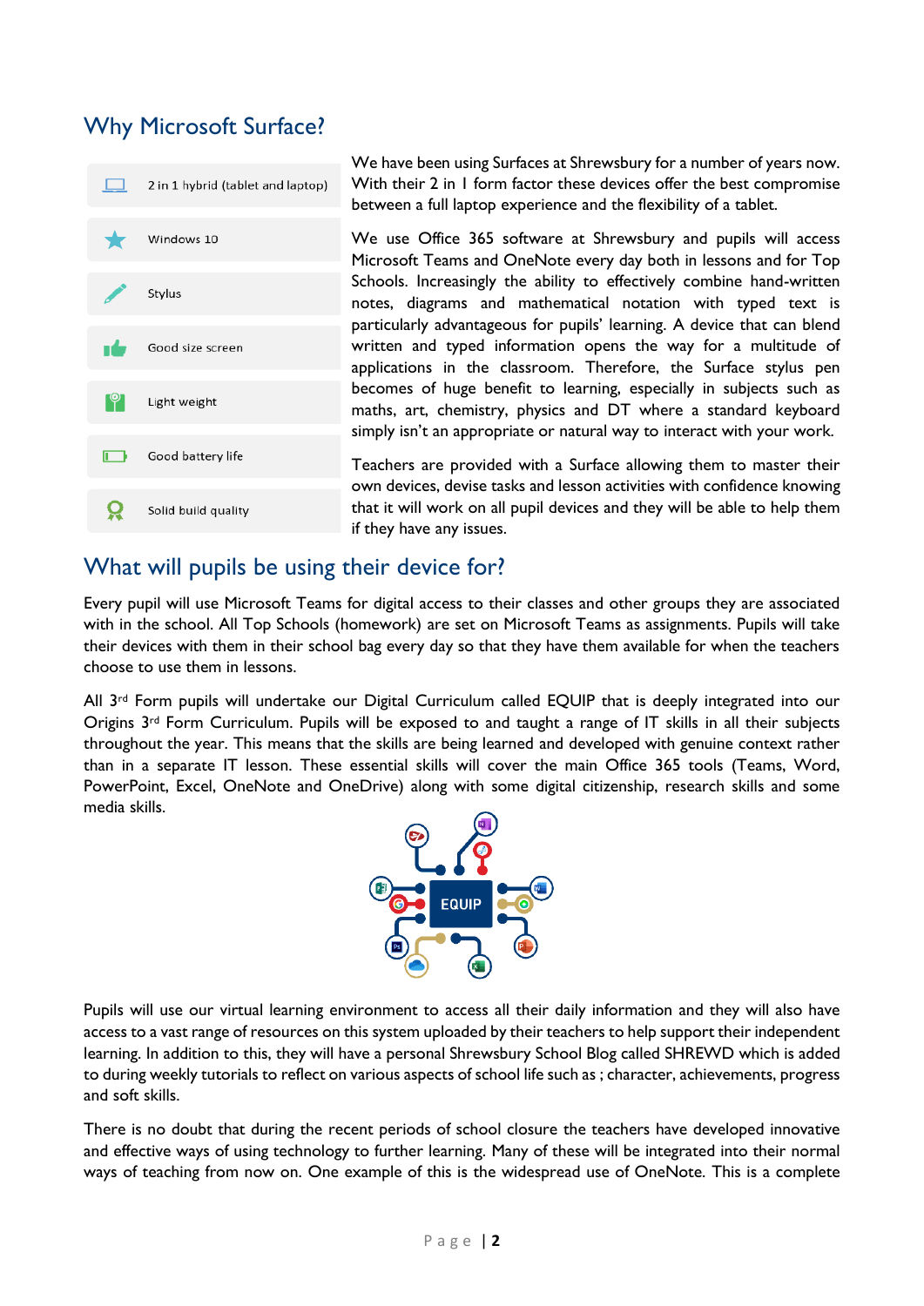## Why Microsoft Surface?

- 2 in 1 hybrid (tablet and laptop)
- Windows 10
- Stylus
- Good size screen
- Light weight
- Good battery life
- Solid build quality

We have been using Surfaces at Shrewsbury for a number of years now. With their 2 in 1 form factor these devices offer the best compromise between a full laptop experience and the flexibility of a tablet.

We use Office 365 software at Shrewsbury and pupils will access Microsoft Teams and OneNote every day both in lessons and for Top Schools. Increasingly the ability to effectively combine hand-written notes, diagrams and mathematical notation with typed text is particularly advantageous for pupils' learning. A device that can blend written and typed information opens the way for a multitude of applications in the classroom. Therefore, the Surface stylus pen becomes of huge benefit to learning, especially in subjects such as maths, art, chemistry, physics and DT where a standard keyboard simply isn't an appropriate or natural way to interact with your work.

Teachers are provided with a Surface allowing them to master their own devices, devise tasks and lesson activities with confidence knowing that it will work on all pupil devices and they will be able to help them if they have any issues.

## What will pupils be using their device for?

Every pupil will use Microsoft Teams for digital access to their classes and other groups they are associated with in the school. All Top Schools (homework) are set on Microsoft Teams as assignments. Pupils will take their devices with them in their school bag every day so that they have them available for when the teachers choose to use them in lessons.

All 3rd Form pupils will undertake our Digital Curriculum called EQUIP that is deeply integrated into our Origins 3rd Form Curriculum. Pupils will be exposed to and taught a range of IT skills in all their subjects throughout the year. This means that the skills are being learned and developed with genuine context rather than in a separate IT lesson. These essential skills will cover the main Office 365 tools (Teams, Word, PowerPoint, Excel, OneNote and OneDrive) along with some digital citizenship, research skills and some media skills.

EQUIP

Pupils will use our virtual learning environment to access all their daily information and they will also have access to a vast range of resources on this system uploaded by their teachers to help support their independent learning. In addition to this, they will have a personal Shrewsbury School Blog called SHREWD which is added to during weekly tutorials to reflect on various aspects of school life such as ; character, achievements, progress and soft skills.

There is no doubt that during the recent periods of school closure the teachers have developed innovative and effective ways of using technology to further learning. Many of these will be integrated into their normal ways of teaching from now on. One example of this is the widespread use of OneNote. This is a complete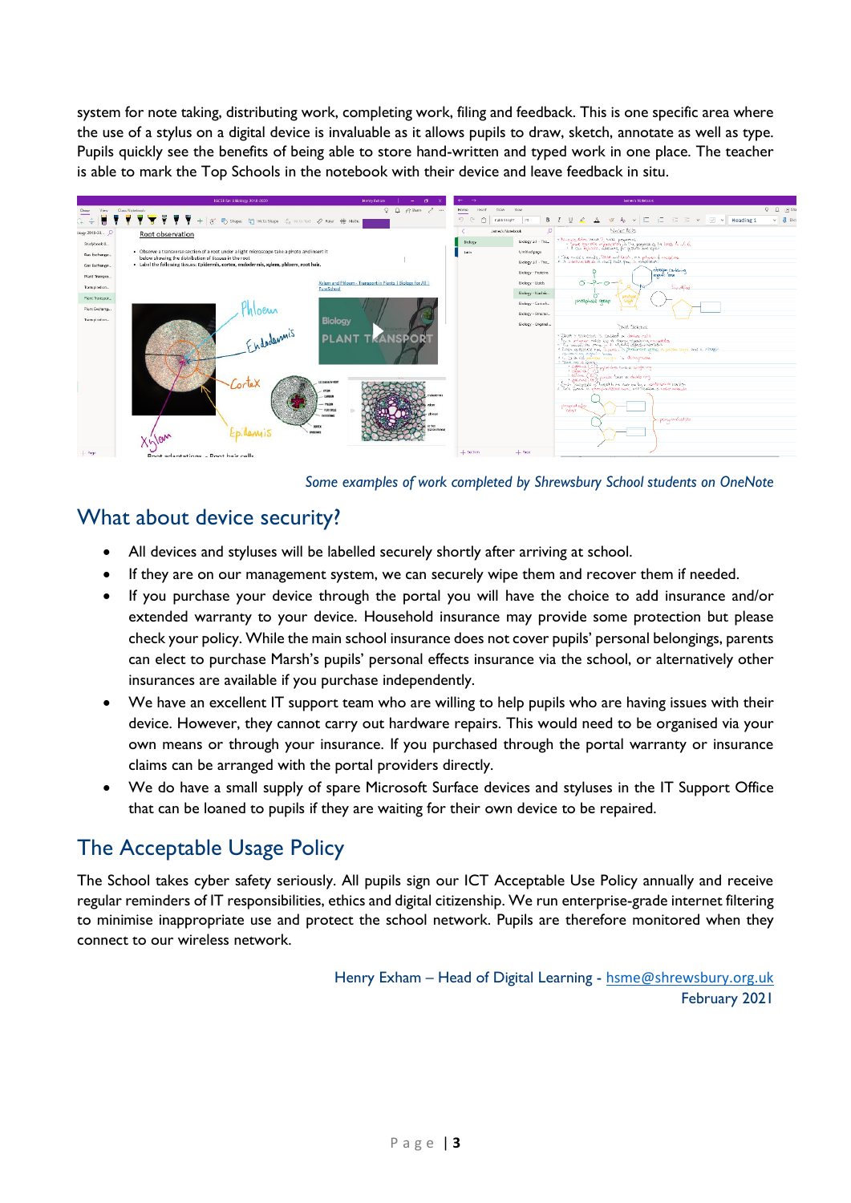system for note taking, distributing work, completing work, filing and feedback. This is one specific area where the use of a stylus on a digital device is invaluable as it allows pupils to draw, sketch, annotate as well as type. Pupils quickly see the benefits of being able to store hand-written and typed work in one place. The teacher is able to mark the Top Schools in the notebook with their device and leave feedback in situ.

*Some examples of work completed by Shrewsbury School students on OneNote*

## What about device security?

- All devices and styluses will be labelled securely shortly after arriving at school.
- If they are on our management system, we can securely wipe them and recover them if needed.
- If you purchase your device through the portal you will have the choice to add insurance and/or extended warranty to your device. Household insurance may provide some protection but please check your policy. While the main school insurance does not cover pupils' personal belongings, parents can elect to purchase Marsh's pupils' personal effects insurance via the school, or alternatively other insurances are available if you purchase independently.
- We have an excellent IT support team who are willing to help pupils who are having issues with their device. However, they cannot carry out hardware repairs. This would need to be organised via your own means or through your insurance. If you purchased through the portal warranty or insurance claims can be arranged with the portal providers directly.
- We do have a small supply of spare Microsoft Surface devices and styluses in the IT Support Office that can be loaned to pupils if they are waiting for their own device to be repaired.

## The Acceptable Usage Policy

The School takes cyber safety seriously. All pupils sign our ICT Acceptable Use Policy annually and receive regular reminders of IT responsibilities, ethics and digital citizenship. We run enterprise-grade internet filtering to minimise inappropriate use and protect the school network. Pupils are therefore monitored when they connect to our wireless network.

Henry Exham – Head of Digital Learning - hsme@shrewsbury.org.uk
February 2021